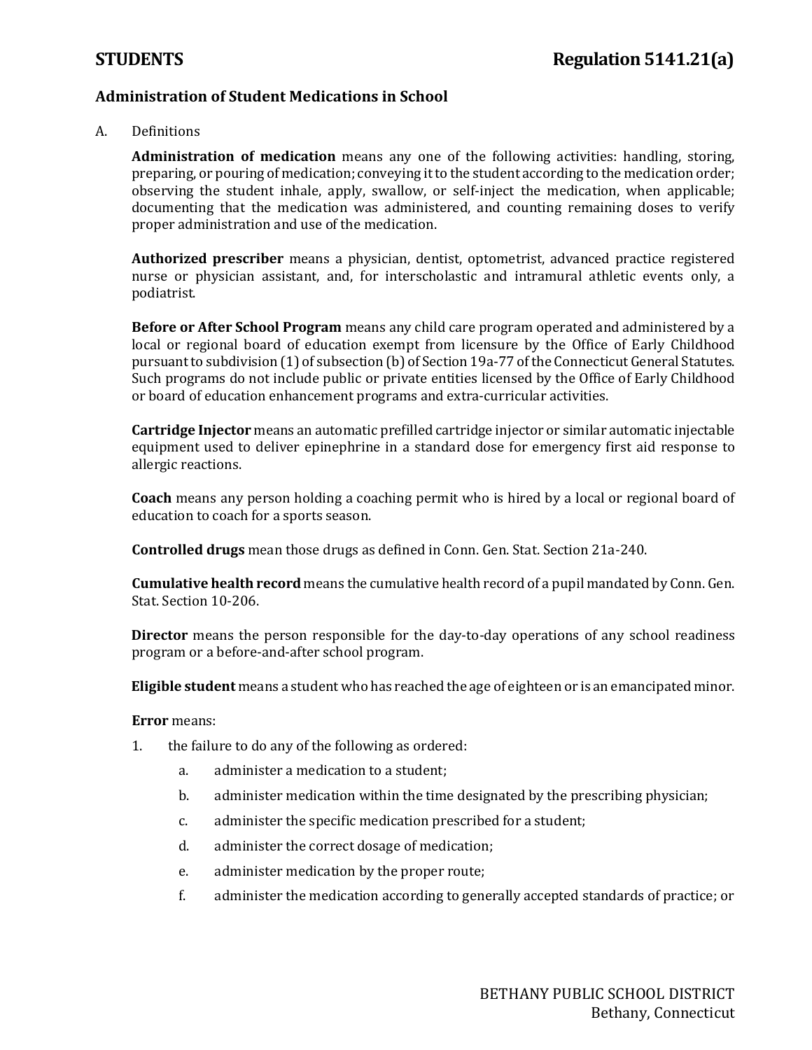**STUDENTS** **Regulation 5141.21(a)**

**Administration of Student Medications in School**

A. Definitions

**Administration of medication** means any one of the following activities: handling, storing, preparing, or pouring of medication; conveying it to the student according to the medication order; observing the student inhale, apply, swallow, or self-inject the medication, when applicable; documenting that the medication was administered, and counting remaining doses to verify proper administration and use of the medication.

**Authorized prescriber** means a physician, dentist, optometrist, advanced practice registered nurse or physician assistant, and, for interscholastic and intramural athletic events only, a podiatrist.

**Before or After School Program** means any child care program operated and administered by a local or regional board of education exempt from licensure by the Office of Early Childhood pursuant to subdivision (1) of subsection (b) of Section 19a-77 of the Connecticut General Statutes. Such programs do not include public or private entities licensed by the Office of Early Childhood or board of education enhancement programs and extra-curricular activities.

**Cartridge Injector** means an automatic prefilled cartridge injector or similar automatic injectable equipment used to deliver epinephrine in a standard dose for emergency first aid response to allergic reactions.

**Coach** means any person holding a coaching permit who is hired by a local or regional board of education to coach for a sports season.

**Controlled drugs** mean those drugs as defined in Conn. Gen. Stat. Section 21a-240.

**Cumulative health record** means the cumulative health record of a pupil mandated by Conn. Gen. Stat. Section 10-206.

**Director** means the person responsible for the day-to-day operations of any school readiness program or a before-and-after school program.

**Eligible student** means a student who has reached the age of eighteen or is an emancipated minor.

**Error** means:

1. the failure to do any of the following as ordered:
   a. administer a medication to a student;
   b. administer medication within the time designated by the prescribing physician;
   c. administer the specific medication prescribed for a student;
   d. administer the correct dosage of medication;
   e. administer medication by the proper route;
   f. administer the medication according to generally accepted standards of practice; or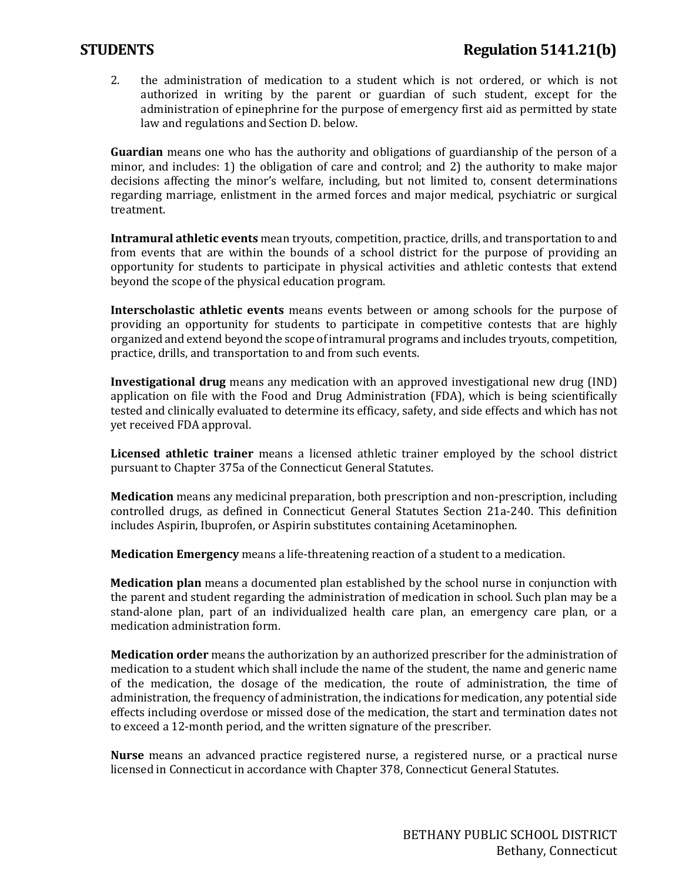2. the administration of medication to a student which is not ordered, or which is not authorized in writing by the parent or guardian of such student, except for the administration of epinephrine for the purpose of emergency first aid as permitted by state law and regulations and Section D. below.

**Guardian** means one who has the authority and obligations of guardianship of the person of a minor, and includes: 1) the obligation of care and control; and 2) the authority to make major decisions affecting the minor's welfare, including, but not limited to, consent determinations regarding marriage, enlistment in the armed forces and major medical, psychiatric or surgical treatment.

**Intramural athletic events** mean tryouts, competition, practice, drills, and transportation to and from events that are within the bounds of a school district for the purpose of providing an opportunity for students to participate in physical activities and athletic contests that extend beyond the scope of the physical education program.

**Interscholastic athletic events** means events between or among schools for the purpose of providing an opportunity for students to participate in competitive contests that are highly organized and extend beyond the scope of intramural programs and includes tryouts, competition, practice, drills, and transportation to and from such events.

**Investigational drug** means any medication with an approved investigational new drug (IND) application on file with the Food and Drug Administration (FDA), which is being scientifically tested and clinically evaluated to determine its efficacy, safety, and side effects and which has not yet received FDA approval.

**Licensed athletic trainer** means a licensed athletic trainer employed by the school district pursuant to Chapter 375a of the Connecticut General Statutes.

**Medication** means any medicinal preparation, both prescription and non-prescription, including controlled drugs, as defined in Connecticut General Statutes Section 21a-240. This definition includes Aspirin, Ibuprofen, or Aspirin substitutes containing Acetaminophen.

**Medication Emergency** means a life-threatening reaction of a student to a medication.

**Medication plan** means a documented plan established by the school nurse in conjunction with the parent and student regarding the administration of medication in school. Such plan may be a stand-alone plan, part of an individualized health care plan, an emergency care plan, or a medication administration form.

**Medication order** means the authorization by an authorized prescriber for the administration of medication to a student which shall include the name of the student, the name and generic name of the medication, the dosage of the medication, the route of administration, the time of administration, the frequency of administration, the indications for medication, any potential side effects including overdose or missed dose of the medication, the start and termination dates not to exceed a 12-month period, and the written signature of the prescriber.

**Nurse** means an advanced practice registered nurse, a registered nurse, or a practical nurse licensed in Connecticut in accordance with Chapter 378, Connecticut General Statutes.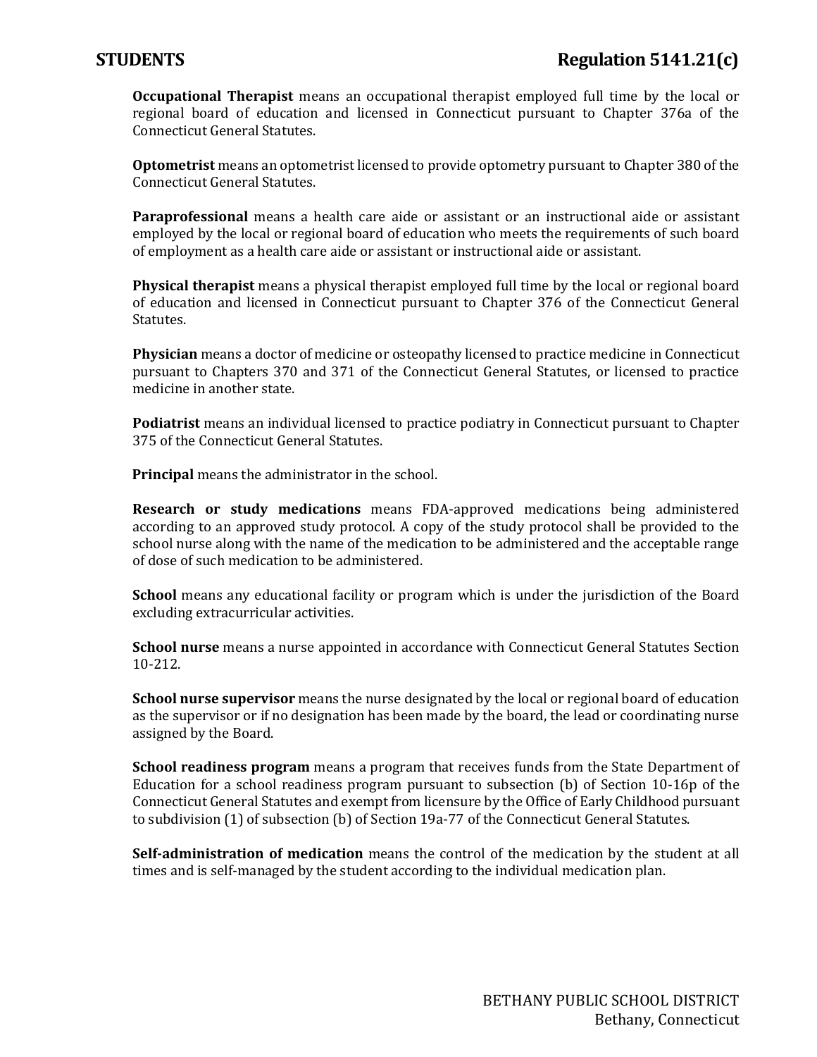**Occupational Therapist** means an occupational therapist employed full time by the local or regional board of education and licensed in Connecticut pursuant to Chapter 376a of the Connecticut General Statutes.

**Optometrist** means an optometrist licensed to provide optometry pursuant to Chapter 380 of the Connecticut General Statutes.

**Paraprofessional** means a health care aide or assistant or an instructional aide or assistant employed by the local or regional board of education who meets the requirements of such board of employment as a health care aide or assistant or instructional aide or assistant.

**Physical therapist** means a physical therapist employed full time by the local or regional board of education and licensed in Connecticut pursuant to Chapter 376 of the Connecticut General Statutes.

**Physician** means a doctor of medicine or osteopathy licensed to practice medicine in Connecticut pursuant to Chapters 370 and 371 of the Connecticut General Statutes, or licensed to practice medicine in another state.

**Podiatrist** means an individual licensed to practice podiatry in Connecticut pursuant to Chapter 375 of the Connecticut General Statutes.

**Principal** means the administrator in the school.

**Research or study medications** means FDA-approved medications being administered according to an approved study protocol. A copy of the study protocol shall be provided to the school nurse along with the name of the medication to be administered and the acceptable range of dose of such medication to be administered.

**School** means any educational facility or program which is under the jurisdiction of the Board excluding extracurricular activities.

**School nurse** means a nurse appointed in accordance with Connecticut General Statutes Section 10-212.

**School nurse supervisor** means the nurse designated by the local or regional board of education as the supervisor or if no designation has been made by the board, the lead or coordinating nurse assigned by the Board.

**School readiness program** means a program that receives funds from the State Department of Education for a school readiness program pursuant to subsection (b) of Section 10-16p of the Connecticut General Statutes and exempt from licensure by the Office of Early Childhood pursuant to subdivision (1) of subsection (b) of Section 19a-77 of the Connecticut General Statutes.

**Self-administration of medication** means the control of the medication by the student at all times and is self-managed by the student according to the individual medication plan.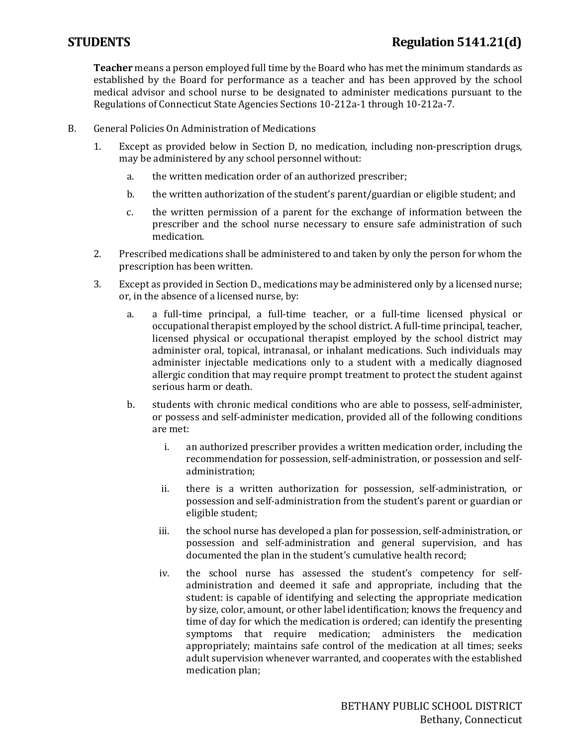**Teacher** means a person employed full time by the Board who has met the minimum standards as established by the Board for performance as a teacher and has been approved by the school medical advisor and school nurse to be designated to administer medications pursuant to the Regulations of Connecticut State Agencies Sections 10-212a-1 through 10-212a-7.

B. General Policies On Administration of Medications

1. Except as provided below in Section D, no medication, including non-prescription drugs, may be administered by any school personnel without:

   a. the written medication order of an authorized prescriber;

   b. the written authorization of the student's parent/guardian or eligible student; and

   c. the written permission of a parent for the exchange of information between the prescriber and the school nurse necessary to ensure safe administration of such medication.

2. Prescribed medications shall be administered to and taken by only the person for whom the prescription has been written.

3. Except as provided in Section D., medications may be administered only by a licensed nurse; or, in the absence of a licensed nurse, by:

   a. a full-time principal, a full-time teacher, or a full-time licensed physical or occupational therapist employed by the school district. A full-time principal, teacher, licensed physical or occupational therapist employed by the school district may administer oral, topical, intranasal, or inhalant medications. Such individuals may administer injectable medications only to a student with a medically diagnosed allergic condition that may require prompt treatment to protect the student against serious harm or death.

   b. students with chronic medical conditions who are able to possess, self-administer, or possess and self-administer medication, provided all of the following conditions are met:

      i. an authorized prescriber provides a written medication order, including the recommendation for possession, self-administration, or possession and self-administration;

      ii. there is a written authorization for possession, self-administration, or possession and self-administration from the student's parent or guardian or eligible student;

      iii. the school nurse has developed a plan for possession, self-administration, or possession and self-administration and general supervision, and has documented the plan in the student's cumulative health record;

      iv. the school nurse has assessed the student's competency for self-administration and deemed it safe and appropriate, including that the student: is capable of identifying and selecting the appropriate medication by size, color, amount, or other label identification; knows the frequency and time of day for which the medication is ordered; can identify the presenting symptoms that require medication; administers the medication appropriately; maintains safe control of the medication at all times; seeks adult supervision whenever warranted, and cooperates with the established medication plan;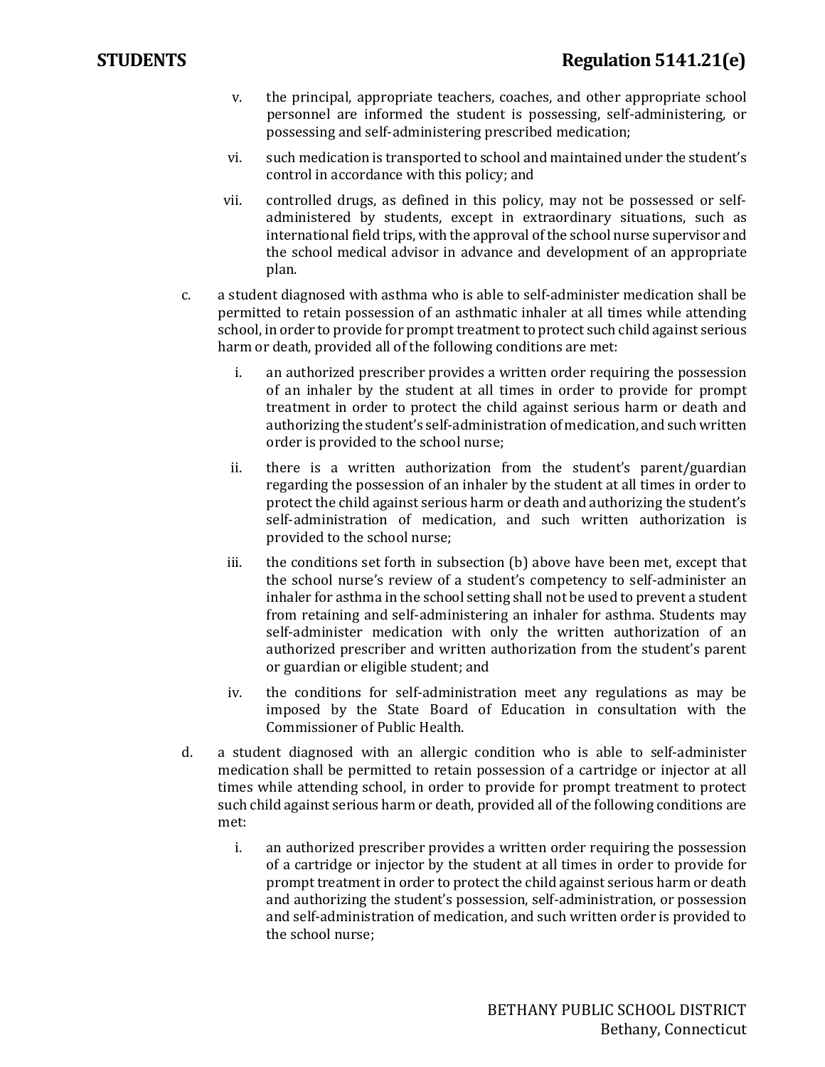v. the principal, appropriate teachers, coaches, and other appropriate school personnel are informed the student is possessing, self-administering, or possessing and self-administering prescribed medication;

vi. such medication is transported to school and maintained under the student's control in accordance with this policy; and

vii. controlled drugs, as defined in this policy, may not be possessed or self-administered by students, except in extraordinary situations, such as international field trips, with the approval of the school nurse supervisor and the school medical advisor in advance and development of an appropriate plan.

c. a student diagnosed with asthma who is able to self-administer medication shall be permitted to retain possession of an asthmatic inhaler at all times while attending school, in order to provide for prompt treatment to protect such child against serious harm or death, provided all of the following conditions are met:

   i. an authorized prescriber provides a written order requiring the possession of an inhaler by the student at all times in order to provide for prompt treatment in order to protect the child against serious harm or death and authorizing the student's self-administration of medication, and such written order is provided to the school nurse;

   ii. there is a written authorization from the student's parent/guardian regarding the possession of an inhaler by the student at all times in order to protect the child against serious harm or death and authorizing the student's self-administration of medication, and such written authorization is provided to the school nurse;

   iii. the conditions set forth in subsection (b) above have been met, except that the school nurse's review of a student's competency to self-administer an inhaler for asthma in the school setting shall not be used to prevent a student from retaining and self-administering an inhaler for asthma. Students may self-administer medication with only the written authorization of an authorized prescriber and written authorization from the student's parent or guardian or eligible student; and

   iv. the conditions for self-administration meet any regulations as may be imposed by the State Board of Education in consultation with the Commissioner of Public Health.

d. a student diagnosed with an allergic condition who is able to self-administer medication shall be permitted to retain possession of a cartridge or injector at all times while attending school, in order to provide for prompt treatment to protect such child against serious harm or death, provided all of the following conditions are met:

   i. an authorized prescriber provides a written order requiring the possession of a cartridge or injector by the student at all times in order to provide for prompt treatment in order to protect the child against serious harm or death and authorizing the student's possession, self-administration, or possession and self-administration of medication, and such written order is provided to the school nurse;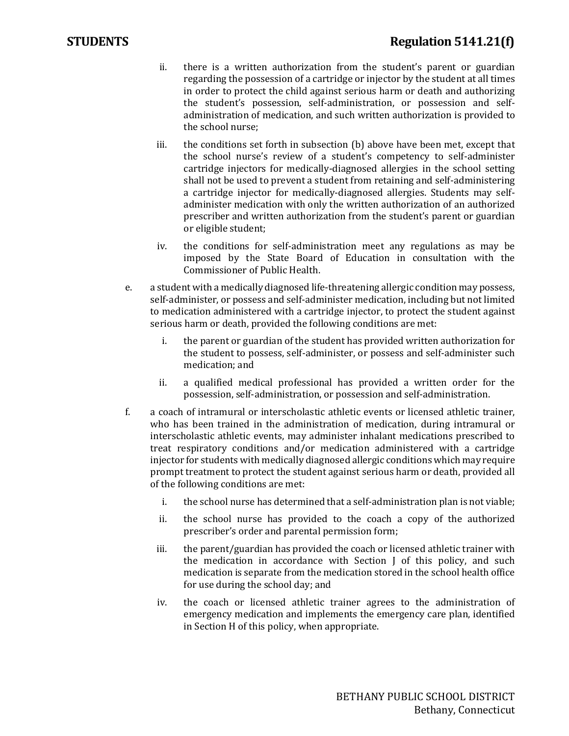ii. there is a written authorization from the student's parent or guardian regarding the possession of a cartridge or injector by the student at all times in order to protect the child against serious harm or death and authorizing the student's possession, self-administration, or possession and self-administration of medication, and such written authorization is provided to the school nurse;

   iii. the conditions set forth in subsection (b) above have been met, except that the school nurse's review of a student's competency to self-administer cartridge injectors for medically-diagnosed allergies in the school setting shall not be used to prevent a student from retaining and self-administering a cartridge injector for medically-diagnosed allergies. Students may self-administer medication with only the written authorization of an authorized prescriber and written authorization from the student's parent or guardian or eligible student;

   iv. the conditions for self-administration meet any regulations as may be imposed by the State Board of Education in consultation with the Commissioner of Public Health.

e. a student with a medically diagnosed life-threatening allergic condition may possess, self-administer, or possess and self-administer medication, including but not limited to medication administered with a cartridge injector, to protect the student against serious harm or death, provided the following conditions are met:

   i. the parent or guardian of the student has provided written authorization for the student to possess, self-administer, or possess and self-administer such medication; and

   ii. a qualified medical professional has provided a written order for the possession, self-administration, or possession and self-administration.

f. a coach of intramural or interscholastic athletic events or licensed athletic trainer, who has been trained in the administration of medication, during intramural or interscholastic athletic events, may administer inhalant medications prescribed to treat respiratory conditions and/or medication administered with a cartridge injector for students with medically diagnosed allergic conditions which may require prompt treatment to protect the student against serious harm or death, provided all of the following conditions are met:

   i. the school nurse has determined that a self-administration plan is not viable;

   ii. the school nurse has provided to the coach a copy of the authorized prescriber's order and parental permission form;

   iii. the parent/guardian has provided the coach or licensed athletic trainer with the medication in accordance with Section J of this policy, and such medication is separate from the medication stored in the school health office for use during the school day; and

   iv. the coach or licensed athletic trainer agrees to the administration of emergency medication and implements the emergency care plan, identified in Section H of this policy, when appropriate.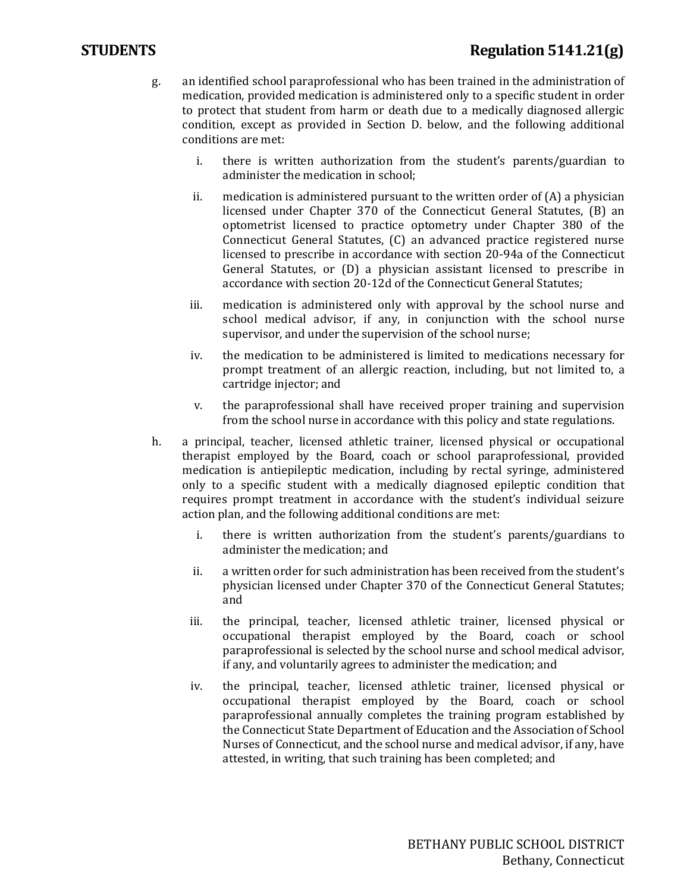g. an identified school paraprofessional who has been trained in the administration of medication, provided medication is administered only to a specific student in order to protect that student from harm or death due to a medically diagnosed allergic condition, except as provided in Section D. below, and the following additional conditions are met:

   i. there is written authorization from the student's parents/guardian to administer the medication in school;

   ii. medication is administered pursuant to the written order of (A) a physician licensed under Chapter 370 of the Connecticut General Statutes, (B) an optometrist licensed to practice optometry under Chapter 380 of the Connecticut General Statutes, (C) an advanced practice registered nurse licensed to prescribe in accordance with section 20-94a of the Connecticut General Statutes, or (D) a physician assistant licensed to prescribe in accordance with section 20-12d of the Connecticut General Statutes;

   iii. medication is administered only with approval by the school nurse and school medical advisor, if any, in conjunction with the school nurse supervisor, and under the supervision of the school nurse;

   iv. the medication to be administered is limited to medications necessary for prompt treatment of an allergic reaction, including, but not limited to, a cartridge injector; and

   v. the paraprofessional shall have received proper training and supervision from the school nurse in accordance with this policy and state regulations.

h. a principal, teacher, licensed athletic trainer, licensed physical or occupational therapist employed by the Board, coach or school paraprofessional, provided medication is antiepileptic medication, including by rectal syringe, administered only to a specific student with a medically diagnosed epileptic condition that requires prompt treatment in accordance with the student's individual seizure action plan, and the following additional conditions are met:

   i. there is written authorization from the student's parents/guardians to administer the medication; and

   ii. a written order for such administration has been received from the student's physician licensed under Chapter 370 of the Connecticut General Statutes; and

   iii. the principal, teacher, licensed athletic trainer, licensed physical or occupational therapist employed by the Board, coach or school paraprofessional is selected by the school nurse and school medical advisor, if any, and voluntarily agrees to administer the medication; and

   iv. the principal, teacher, licensed athletic trainer, licensed physical or occupational therapist employed by the Board, coach or school paraprofessional annually completes the training program established by the Connecticut State Department of Education and the Association of School Nurses of Connecticut, and the school nurse and medical advisor, if any, have attested, in writing, that such training has been completed; and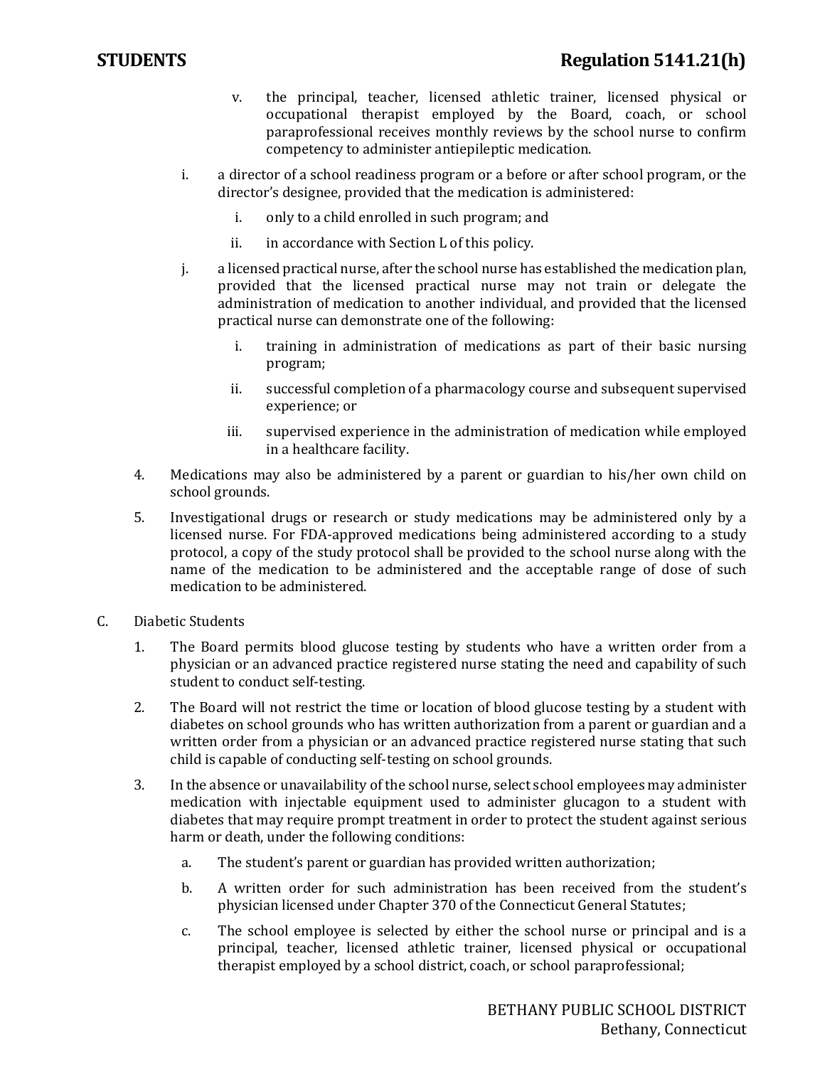v. the principal, teacher, licensed athletic trainer, licensed physical or occupational therapist employed by the Board, coach, or school paraprofessional receives monthly reviews by the school nurse to confirm competency to administer antiepileptic medication.

i. a director of a school readiness program or a before or after school program, or the director's designee, provided that the medication is administered:

   i. only to a child enrolled in such program; and

   ii. in accordance with Section L of this policy.

j. a licensed practical nurse, after the school nurse has established the medication plan, provided that the licensed practical nurse may not train or delegate the administration of medication to another individual, and provided that the licensed practical nurse can demonstrate one of the following:

   i. training in administration of medications as part of their basic nursing program;

   ii. successful completion of a pharmacology course and subsequent supervised experience; or

   iii. supervised experience in the administration of medication while employed in a healthcare facility.

4. Medications may also be administered by a parent or guardian to his/her own child on school grounds.

5. Investigational drugs or research or study medications may be administered only by a licensed nurse. For FDA-approved medications being administered according to a study protocol, a copy of the study protocol shall be provided to the school nurse along with the name of the medication to be administered and the acceptable range of dose of such medication to be administered.

C. Diabetic Students

1. The Board permits blood glucose testing by students who have a written order from a physician or an advanced practice registered nurse stating the need and capability of such student to conduct self-testing.

2. The Board will not restrict the time or location of blood glucose testing by a student with diabetes on school grounds who has written authorization from a parent or guardian and a written order from a physician or an advanced practice registered nurse stating that such child is capable of conducting self-testing on school grounds.

3. In the absence or unavailability of the school nurse, select school employees may administer medication with injectable equipment used to administer glucagon to a student with diabetes that may require prompt treatment in order to protect the student against serious harm or death, under the following conditions:

   a. The student's parent or guardian has provided written authorization;

   b. A written order for such administration has been received from the student's physician licensed under Chapter 370 of the Connecticut General Statutes;

   c. The school employee is selected by either the school nurse or principal and is a principal, teacher, licensed athletic trainer, licensed physical or occupational therapist employed by a school district, coach, or school paraprofessional;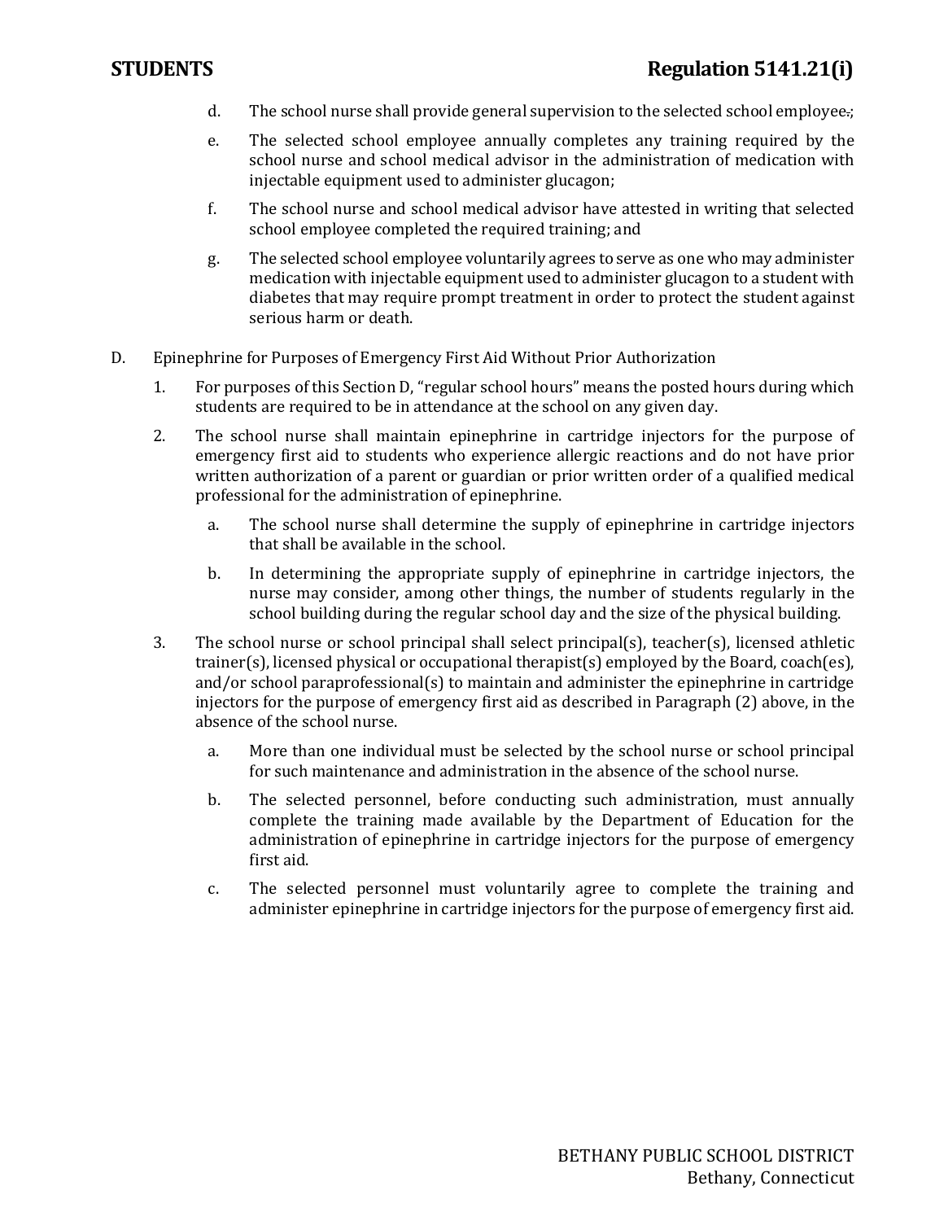d. The school nurse shall provide general supervision to the selected school employee.;

e. The selected school employee annually completes any training required by the school nurse and school medical advisor in the administration of medication with injectable equipment used to administer glucagon;

f. The school nurse and school medical advisor have attested in writing that selected school employee completed the required training; and

g. The selected school employee voluntarily agrees to serve as one who may administer medication with injectable equipment used to administer glucagon to a student with diabetes that may require prompt treatment in order to protect the student against serious harm or death.

D. Epinephrine for Purposes of Emergency First Aid Without Prior Authorization

1. For purposes of this Section D, "regular school hours" means the posted hours during which students are required to be in attendance at the school on any given day.

2. The school nurse shall maintain epinephrine in cartridge injectors for the purpose of emergency first aid to students who experience allergic reactions and do not have prior written authorization of a parent or guardian or prior written order of a qualified medical professional for the administration of epinephrine.

   a. The school nurse shall determine the supply of epinephrine in cartridge injectors that shall be available in the school.

   b. In determining the appropriate supply of epinephrine in cartridge injectors, the nurse may consider, among other things, the number of students regularly in the school building during the regular school day and the size of the physical building.

3. The school nurse or school principal shall select principal(s), teacher(s), licensed athletic trainer(s), licensed physical or occupational therapist(s) employed by the Board, coach(es), and/or school paraprofessional(s) to maintain and administer the epinephrine in cartridge injectors for the purpose of emergency first aid as described in Paragraph (2) above, in the absence of the school nurse.

   a. More than one individual must be selected by the school nurse or school principal for such maintenance and administration in the absence of the school nurse.

   b. The selected personnel, before conducting such administration, must annually complete the training made available by the Department of Education for the administration of epinephrine in cartridge injectors for the purpose of emergency first aid.

   c. The selected personnel must voluntarily agree to complete the training and administer epinephrine in cartridge injectors for the purpose of emergency first aid.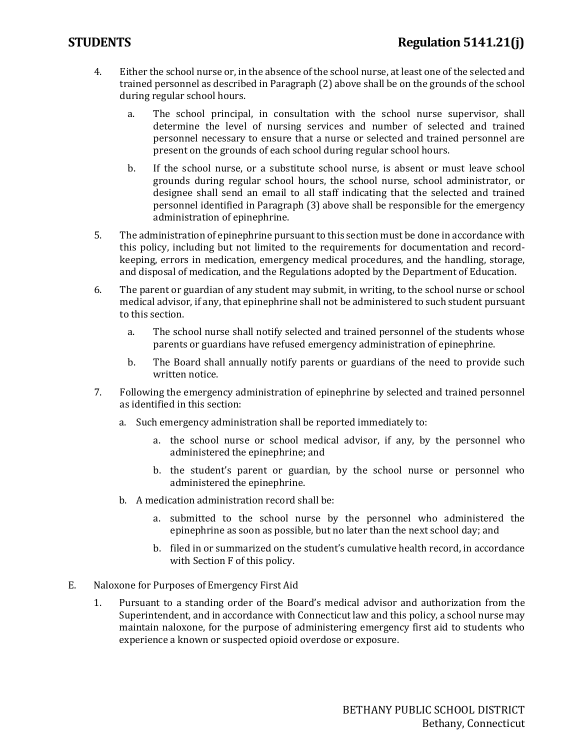4. Either the school nurse or, in the absence of the school nurse, at least one of the selected and trained personnel as described in Paragraph (2) above shall be on the grounds of the school during regular school hours.

   a. The school principal, in consultation with the school nurse supervisor, shall determine the level of nursing services and number of selected and trained personnel necessary to ensure that a nurse or selected and trained personnel are present on the grounds of each school during regular school hours.

   b. If the school nurse, or a substitute school nurse, is absent or must leave school grounds during regular school hours, the school nurse, school administrator, or designee shall send an email to all staff indicating that the selected and trained personnel identified in Paragraph (3) above shall be responsible for the emergency administration of epinephrine.

5. The administration of epinephrine pursuant to this section must be done in accordance with this policy, including but not limited to the requirements for documentation and record-keeping, errors in medication, emergency medical procedures, and the handling, storage, and disposal of medication, and the Regulations adopted by the Department of Education.

6. The parent or guardian of any student may submit, in writing, to the school nurse or school medical advisor, if any, that epinephrine shall not be administered to such student pursuant to this section.

   a. The school nurse shall notify selected and trained personnel of the students whose parents or guardians have refused emergency administration of epinephrine.

   b. The Board shall annually notify parents or guardians of the need to provide such written notice.

7. Following the emergency administration of epinephrine by selected and trained personnel as identified in this section:

   a. Such emergency administration shall be reported immediately to:

      a. the school nurse or school medical advisor, if any, by the personnel who administered the epinephrine; and

      b. the student's parent or guardian, by the school nurse or personnel who administered the epinephrine.

   b. A medication administration record shall be:

      a. submitted to the school nurse by the personnel who administered the epinephrine as soon as possible, but no later than the next school day; and

      b. filed in or summarized on the student's cumulative health record, in accordance with Section F of this policy.

E. Naloxone for Purposes of Emergency First Aid

1. Pursuant to a standing order of the Board's medical advisor and authorization from the Superintendent, and in accordance with Connecticut law and this policy, a school nurse may maintain naloxone, for the purpose of administering emergency first aid to students who experience a known or suspected opioid overdose or exposure.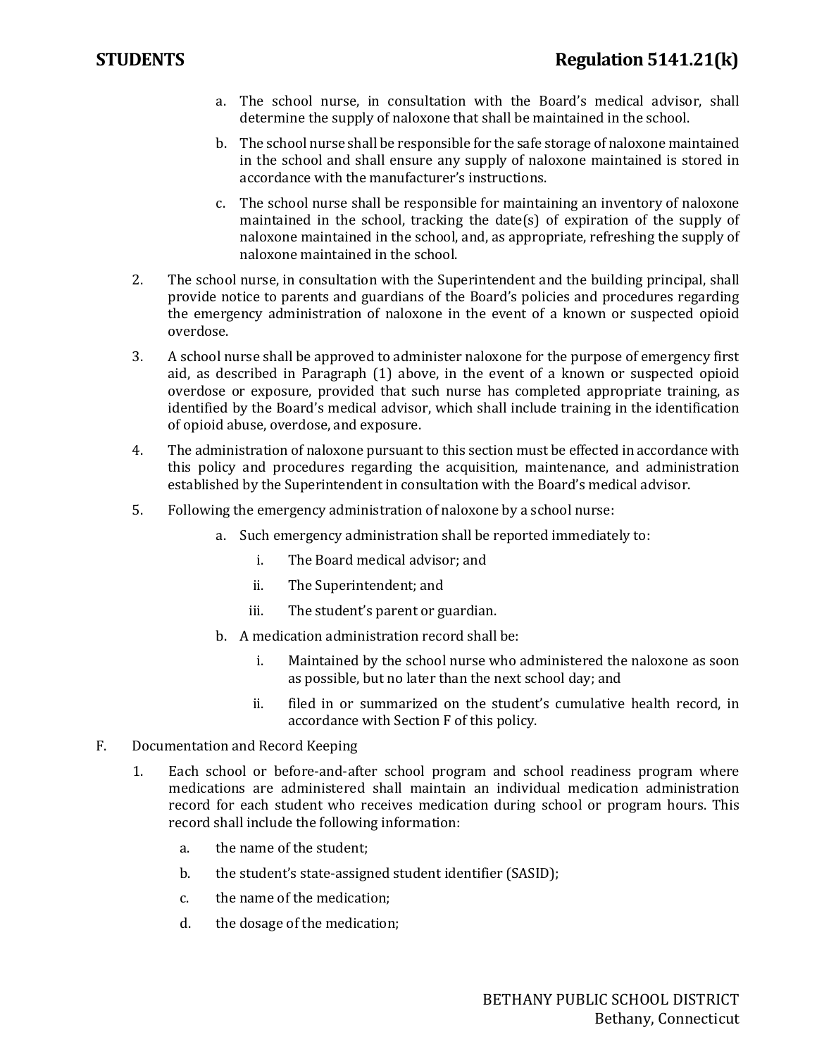a. The school nurse, in consultation with the Board's medical advisor, shall determine the supply of naloxone that shall be maintained in the school.

b. The school nurse shall be responsible for the safe storage of naloxone maintained in the school and shall ensure any supply of naloxone maintained is stored in accordance with the manufacturer's instructions.

c. The school nurse shall be responsible for maintaining an inventory of naloxone maintained in the school, tracking the date(s) of expiration of the supply of naloxone maintained in the school, and, as appropriate, refreshing the supply of naloxone maintained in the school.

2. The school nurse, in consultation with the Superintendent and the building principal, shall provide notice to parents and guardians of the Board's policies and procedures regarding the emergency administration of naloxone in the event of a known or suspected opioid overdose.

3. A school nurse shall be approved to administer naloxone for the purpose of emergency first aid, as described in Paragraph (1) above, in the event of a known or suspected opioid overdose or exposure, provided that such nurse has completed appropriate training, as identified by the Board's medical advisor, which shall include training in the identification of opioid abuse, overdose, and exposure.

4. The administration of naloxone pursuant to this section must be effected in accordance with this policy and procedures regarding the acquisition, maintenance, and administration established by the Superintendent in consultation with the Board's medical advisor.

5. Following the emergency administration of naloxone by a school nurse:

   a. Such emergency administration shall be reported immediately to:

      i. The Board medical advisor; and

      ii. The Superintendent; and

      iii. The student's parent or guardian.

   b. A medication administration record shall be:

      i. Maintained by the school nurse who administered the naloxone as soon as possible, but no later than the next school day; and

      ii. filed in or summarized on the student's cumulative health record, in accordance with Section F of this policy.

F. Documentation and Record Keeping

1. Each school or before-and-after school program and school readiness program where medications are administered shall maintain an individual medication administration record for each student who receives medication during school or program hours. This record shall include the following information:

   a. the name of the student;

   b. the student's state-assigned student identifier (SASID);

   c. the name of the medication;

   d. the dosage of the medication;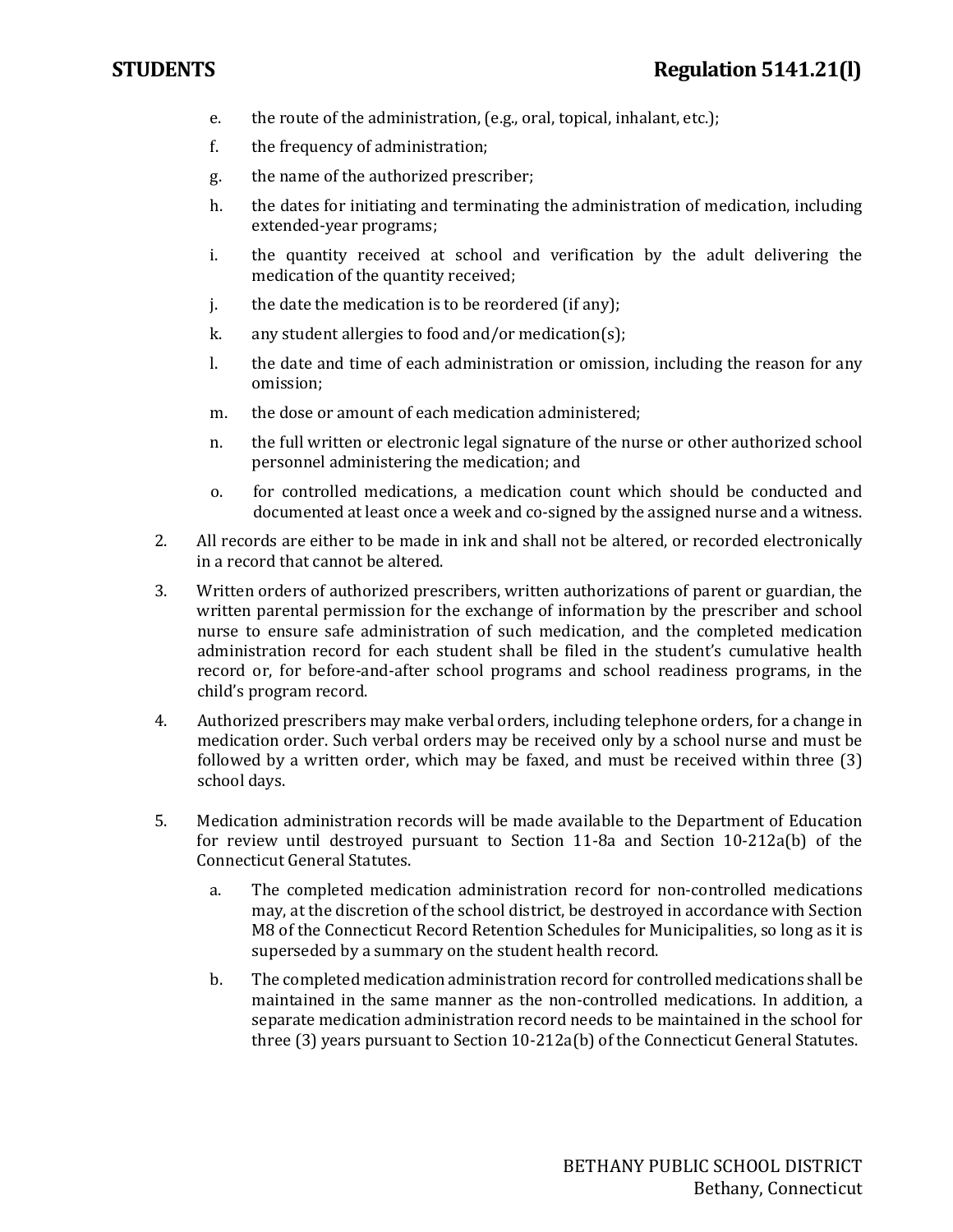e. the route of the administration, (e.g., oral, topical, inhalant, etc.);

f. the frequency of administration;

g. the name of the authorized prescriber;

h. the dates for initiating and terminating the administration of medication, including extended-year programs;

i. the quantity received at school and verification by the adult delivering the medication of the quantity received;

j. the date the medication is to be reordered (if any);

k. any student allergies to food and/or medication(s);

l. the date and time of each administration or omission, including the reason for any omission;

m. the dose or amount of each medication administered;

n. the full written or electronic legal signature of the nurse or other authorized school personnel administering the medication; and

o. for controlled medications, a medication count which should be conducted and documented at least once a week and co-signed by the assigned nurse and a witness.

2. All records are either to be made in ink and shall not be altered, or recorded electronically in a record that cannot be altered.

3. Written orders of authorized prescribers, written authorizations of parent or guardian, the written parental permission for the exchange of information by the prescriber and school nurse to ensure safe administration of such medication, and the completed medication administration record for each student shall be filed in the student's cumulative health record or, for before-and-after school programs and school readiness programs, in the child's program record.

4. Authorized prescribers may make verbal orders, including telephone orders, for a change in medication order. Such verbal orders may be received only by a school nurse and must be followed by a written order, which may be faxed, and must be received within three (3) school days.

5. Medication administration records will be made available to the Department of Education for review until destroyed pursuant to Section 11-8a and Section 10-212a(b) of the Connecticut General Statutes.

   a. The completed medication administration record for non-controlled medications may, at the discretion of the school district, be destroyed in accordance with Section M8 of the Connecticut Record Retention Schedules for Municipalities, so long as it is superseded by a summary on the student health record.

   b. The completed medication administration record for controlled medications shall be maintained in the same manner as the non-controlled medications. In addition, a separate medication administration record needs to be maintained in the school for three (3) years pursuant to Section 10-212a(b) of the Connecticut General Statutes.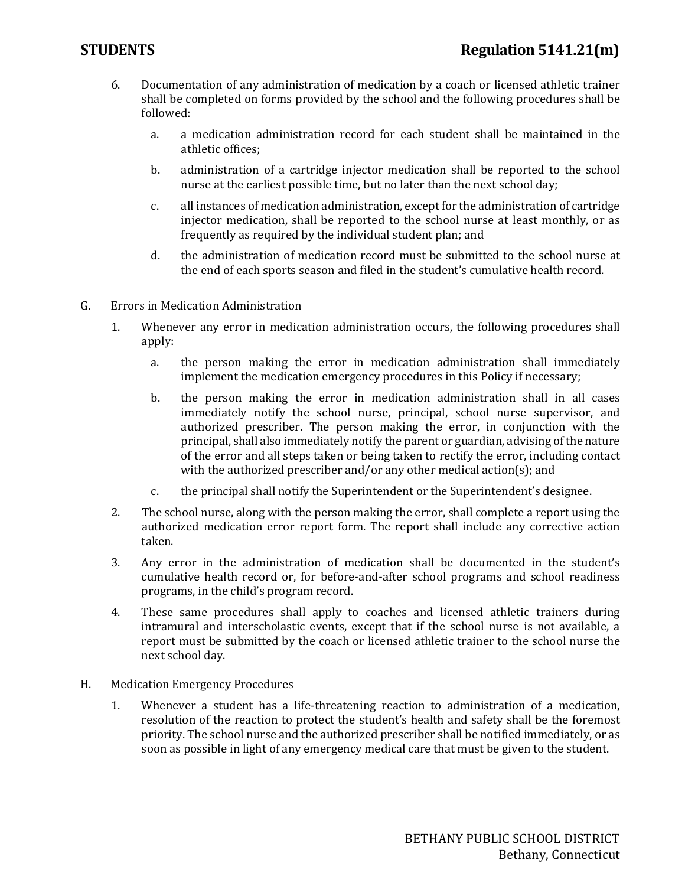6. Documentation of any administration of medication by a coach or licensed athletic trainer shall be completed on forms provided by the school and the following procedures shall be followed:

   a. a medication administration record for each student shall be maintained in the athletic offices;

   b. administration of a cartridge injector medication shall be reported to the school nurse at the earliest possible time, but no later than the next school day;

   c. all instances of medication administration, except for the administration of cartridge injector medication, shall be reported to the school nurse at least monthly, or as frequently as required by the individual student plan; and

   d. the administration of medication record must be submitted to the school nurse at the end of each sports season and filed in the student's cumulative health record.

G. Errors in Medication Administration

1. Whenever any error in medication administration occurs, the following procedures shall apply:

   a. the person making the error in medication administration shall immediately implement the medication emergency procedures in this Policy if necessary;

   b. the person making the error in medication administration shall in all cases immediately notify the school nurse, principal, school nurse supervisor, and authorized prescriber. The person making the error, in conjunction with the principal, shall also immediately notify the parent or guardian, advising of the nature of the error and all steps taken or being taken to rectify the error, including contact with the authorized prescriber and/or any other medical action(s); and

   c. the principal shall notify the Superintendent or the Superintendent's designee.

2. The school nurse, along with the person making the error, shall complete a report using the authorized medication error report form. The report shall include any corrective action taken.

3. Any error in the administration of medication shall be documented in the student's cumulative health record or, for before-and-after school programs and school readiness programs, in the child's program record.

4. These same procedures shall apply to coaches and licensed athletic trainers during intramural and interscholastic events, except that if the school nurse is not available, a report must be submitted by the coach or licensed athletic trainer to the school nurse the next school day.

H. Medication Emergency Procedures

1. Whenever a student has a life-threatening reaction to administration of a medication, resolution of the reaction to protect the student's health and safety shall be the foremost priority. The school nurse and the authorized prescriber shall be notified immediately, or as soon as possible in light of any emergency medical care that must be given to the student.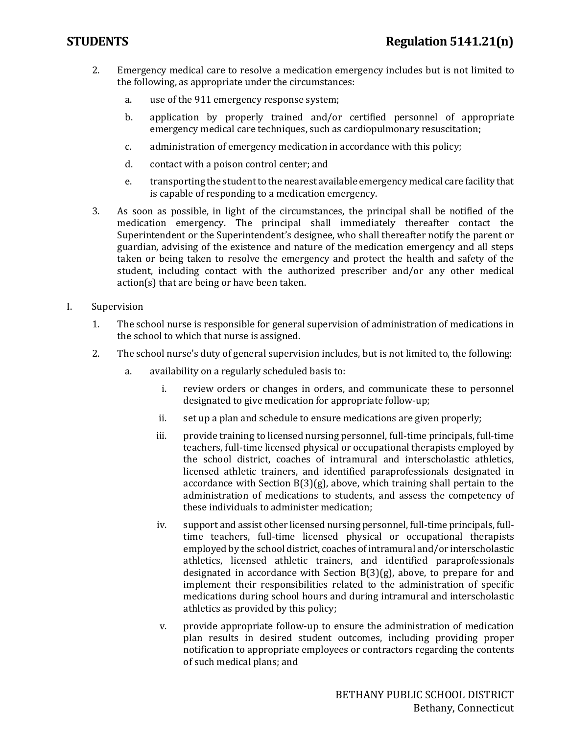2. Emergency medical care to resolve a medication emergency includes but is not limited to the following, as appropriate under the circumstances:

   a. use of the 911 emergency response system;

   b. application by properly trained and/or certified personnel of appropriate emergency medical care techniques, such as cardiopulmonary resuscitation;

   c. administration of emergency medication in accordance with this policy;

   d. contact with a poison control center; and

   e. transporting the student to the nearest available emergency medical care facility that is capable of responding to a medication emergency.

3. As soon as possible, in light of the circumstances, the principal shall be notified of the medication emergency. The principal shall immediately thereafter contact the Superintendent or the Superintendent's designee, who shall thereafter notify the parent or guardian, advising of the existence and nature of the medication emergency and all steps taken or being taken to resolve the emergency and protect the health and safety of the student, including contact with the authorized prescriber and/or any other medical action(s) that are being or have been taken.

I. Supervision

1. The school nurse is responsible for general supervision of administration of medications in the school to which that nurse is assigned.

2. The school nurse's duty of general supervision includes, but is not limited to, the following:

   a. availability on a regularly scheduled basis to:

      i. review orders or changes in orders, and communicate these to personnel designated to give medication for appropriate follow-up;

      ii. set up a plan and schedule to ensure medications are given properly;

      iii. provide training to licensed nursing personnel, full-time principals, full-time teachers, full-time licensed physical or occupational therapists employed by the school district, coaches of intramural and interscholastic athletics, licensed athletic trainers, and identified paraprofessionals designated in accordance with Section B(3)(g), above, which training shall pertain to the administration of medications to students, and assess the competency of these individuals to administer medication;

      iv. support and assist other licensed nursing personnel, full-time principals, full-time teachers, full-time licensed physical or occupational therapists employed by the school district, coaches of intramural and/or interscholastic athletics, licensed athletic trainers, and identified paraprofessionals designated in accordance with Section B(3)(g), above, to prepare for and implement their responsibilities related to the administration of specific medications during school hours and during intramural and interscholastic athletics as provided by this policy;

      v. provide appropriate follow-up to ensure the administration of medication plan results in desired student outcomes, including providing proper notification to appropriate employees or contractors regarding the contents of such medical plans; and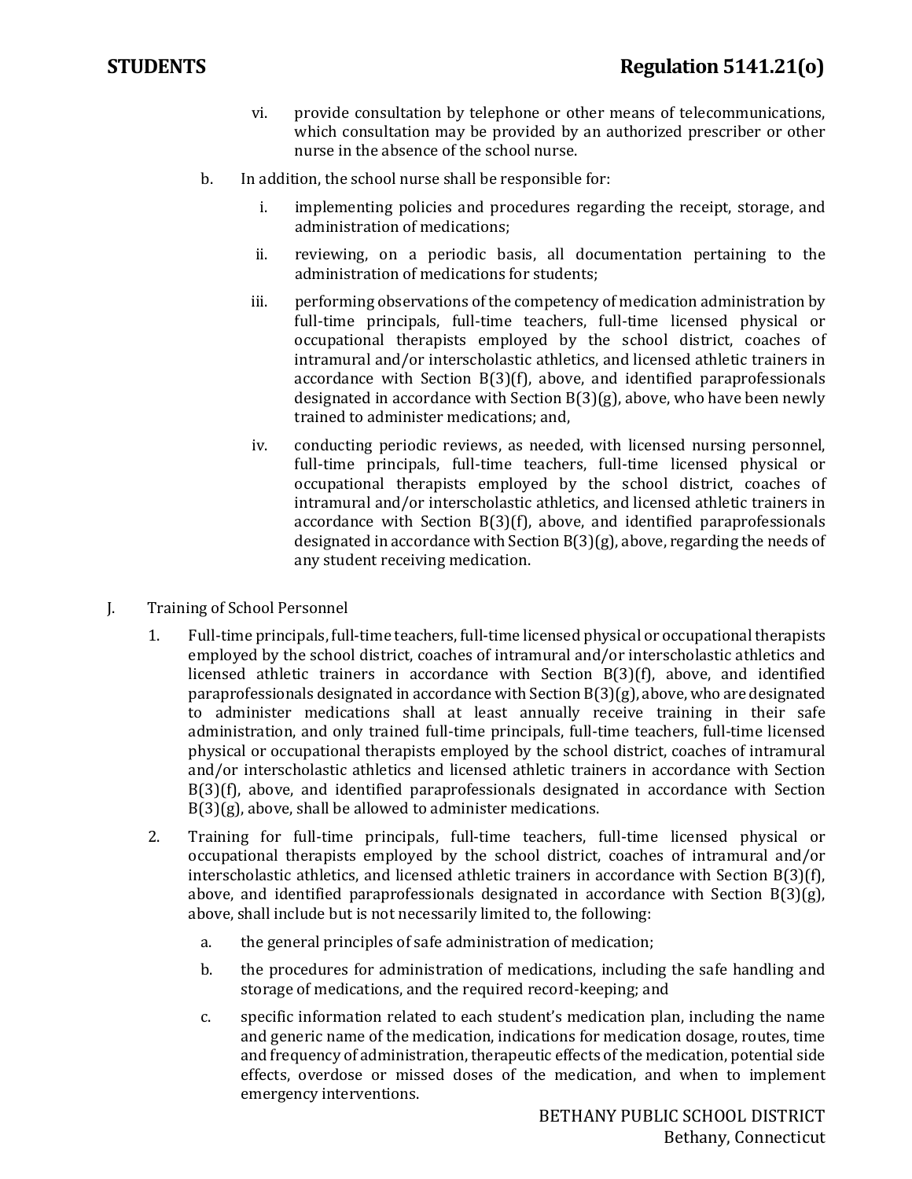vi. provide consultation by telephone or other means of telecommunications, which consultation may be provided by an authorized prescriber or other nurse in the absence of the school nurse.

b. In addition, the school nurse shall be responsible for:

i. implementing policies and procedures regarding the receipt, storage, and administration of medications;

ii. reviewing, on a periodic basis, all documentation pertaining to the administration of medications for students;

iii. performing observations of the competency of medication administration by full-time principals, full-time teachers, full-time licensed physical or occupational therapists employed by the school district, coaches of intramural and/or interscholastic athletics, and licensed athletic trainers in accordance with Section B(3)(f), above, and identified paraprofessionals designated in accordance with Section B(3)(g), above, who have been newly trained to administer medications; and,

iv. conducting periodic reviews, as needed, with licensed nursing personnel, full-time principals, full-time teachers, full-time licensed physical or occupational therapists employed by the school district, coaches of intramural and/or interscholastic athletics, and licensed athletic trainers in accordance with Section B(3)(f), above, and identified paraprofessionals designated in accordance with Section B(3)(g), above, regarding the needs of any student receiving medication.

J. Training of School Personnel

1. Full-time principals, full-time teachers, full-time licensed physical or occupational therapists employed by the school district, coaches of intramural and/or interscholastic athletics and licensed athletic trainers in accordance with Section B(3)(f), above, and identified paraprofessionals designated in accordance with Section B(3)(g), above, who are designated to administer medications shall at least annually receive training in their safe administration, and only trained full-time principals, full-time teachers, full-time licensed physical or occupational therapists employed by the school district, coaches of intramural and/or interscholastic athletics and licensed athletic trainers in accordance with Section B(3)(f), above, and identified paraprofessionals designated in accordance with Section B(3)(g), above, shall be allowed to administer medications.

2. Training for full-time principals, full-time teachers, full-time licensed physical or occupational therapists employed by the school district, coaches of intramural and/or interscholastic athletics, and licensed athletic trainers in accordance with Section B(3)(f), above, and identified paraprofessionals designated in accordance with Section B(3)(g), above, shall include but is not necessarily limited to, the following:

a. the general principles of safe administration of medication;

b. the procedures for administration of medications, including the safe handling and storage of medications, and the required record-keeping; and

c. specific information related to each student's medication plan, including the name and generic name of the medication, indications for medication dosage, routes, time and frequency of administration, therapeutic effects of the medication, potential side effects, overdose or missed doses of the medication, and when to implement emergency interventions.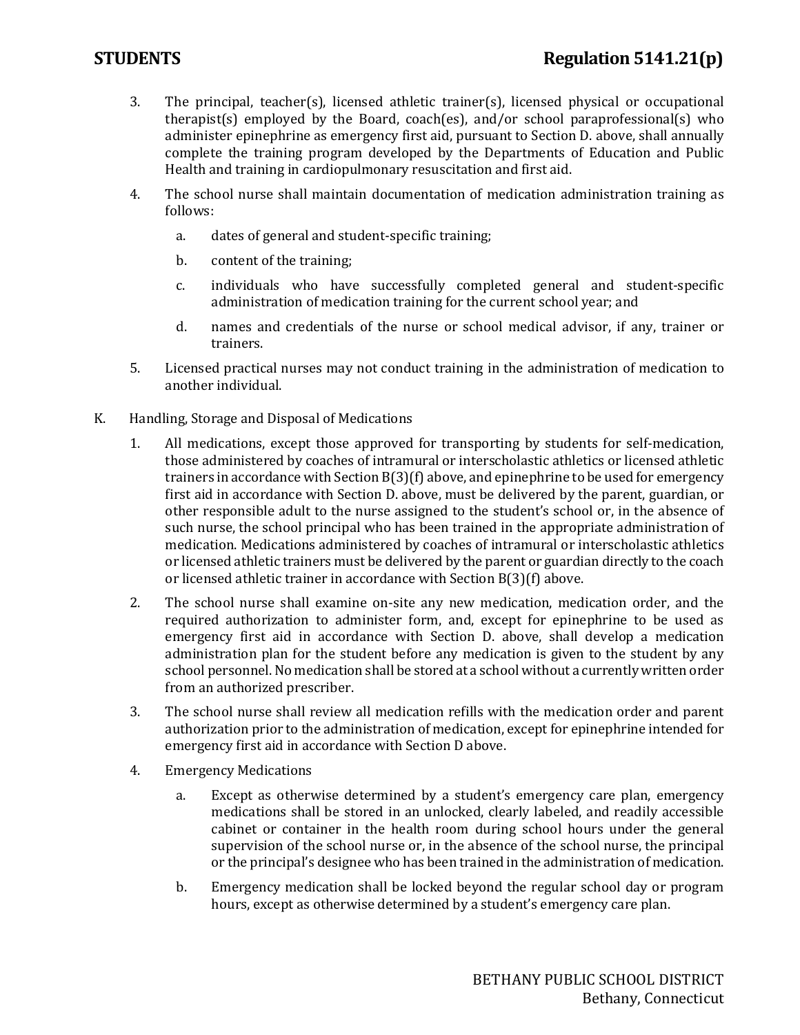3. The principal, teacher(s), licensed athletic trainer(s), licensed physical or occupational therapist(s) employed by the Board, coach(es), and/or school paraprofessional(s) who administer epinephrine as emergency first aid, pursuant to Section D. above, shall annually complete the training program developed by the Departments of Education and Public Health and training in cardiopulmonary resuscitation and first aid.

4. The school nurse shall maintain documentation of medication administration training as follows:

   a. dates of general and student-specific training;

   b. content of the training;

   c. individuals who have successfully completed general and student-specific administration of medication training for the current school year; and

   d. names and credentials of the nurse or school medical advisor, if any, trainer or trainers.

5. Licensed practical nurses may not conduct training in the administration of medication to another individual.

K. Handling, Storage and Disposal of Medications

1. All medications, except those approved for transporting by students for self-medication, those administered by coaches of intramural or interscholastic athletics or licensed athletic trainers in accordance with Section B(3)(f) above, and epinephrine to be used for emergency first aid in accordance with Section D. above, must be delivered by the parent, guardian, or other responsible adult to the nurse assigned to the student's school or, in the absence of such nurse, the school principal who has been trained in the appropriate administration of medication. Medications administered by coaches of intramural or interscholastic athletics or licensed athletic trainers must be delivered by the parent or guardian directly to the coach or licensed athletic trainer in accordance with Section B(3)(f) above.

2. The school nurse shall examine on-site any new medication, medication order, and the required authorization to administer form, and, except for epinephrine to be used as emergency first aid in accordance with Section D. above, shall develop a medication administration plan for the student before any medication is given to the student by any school personnel. No medication shall be stored at a school without a currently written order from an authorized prescriber.

3. The school nurse shall review all medication refills with the medication order and parent authorization prior to the administration of medication, except for epinephrine intended for emergency first aid in accordance with Section D above.

4. Emergency Medications

   a. Except as otherwise determined by a student's emergency care plan, emergency medications shall be stored in an unlocked, clearly labeled, and readily accessible cabinet or container in the health room during school hours under the general supervision of the school nurse or, in the absence of the school nurse, the principal or the principal's designee who has been trained in the administration of medication.

   b. Emergency medication shall be locked beyond the regular school day or program hours, except as otherwise determined by a student's emergency care plan.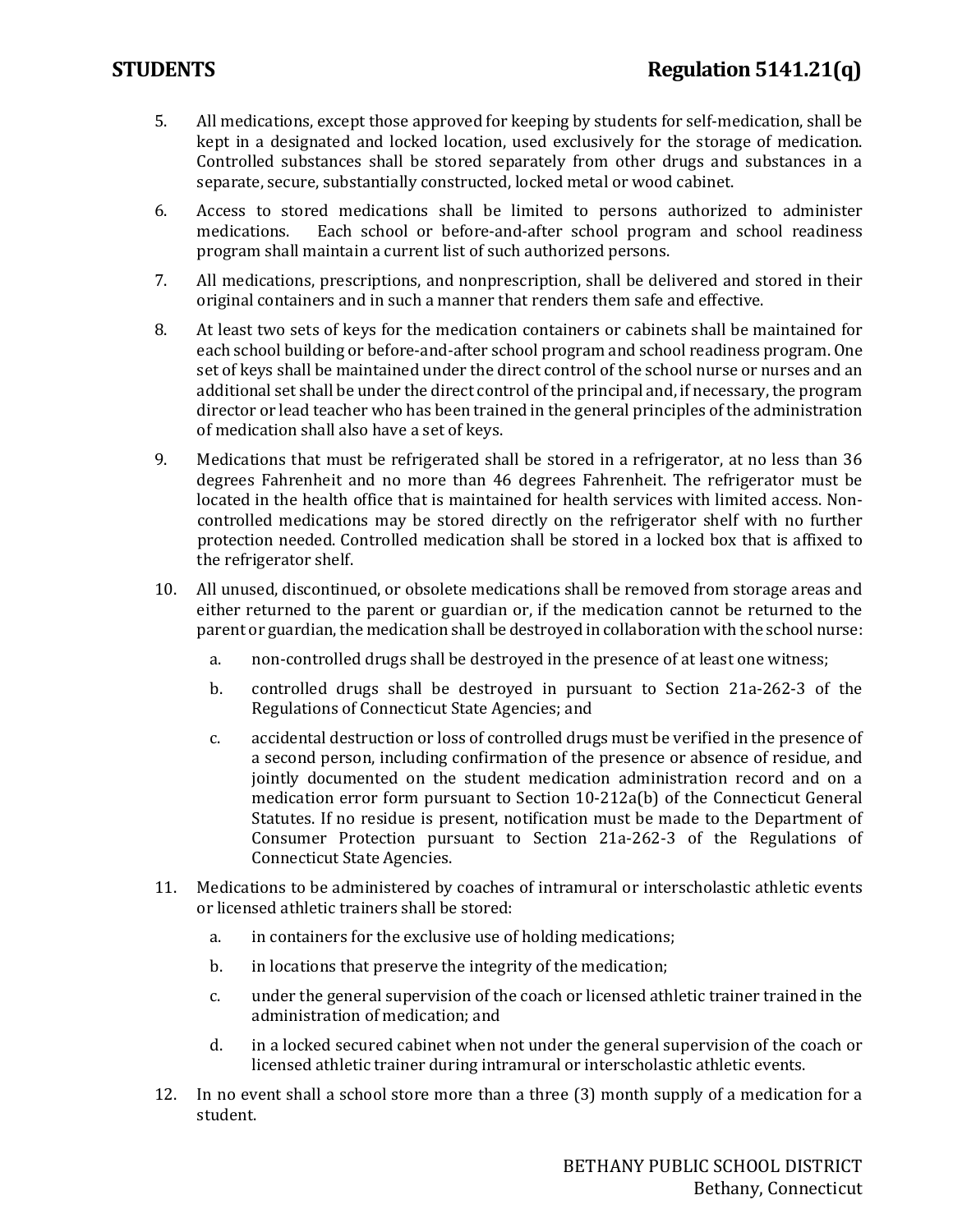5. All medications, except those approved for keeping by students for self-medication, shall be kept in a designated and locked location, used exclusively for the storage of medication. Controlled substances shall be stored separately from other drugs and substances in a separate, secure, substantially constructed, locked metal or wood cabinet.

6. Access to stored medications shall be limited to persons authorized to administer medications. Each school or before-and-after school program and school readiness program shall maintain a current list of such authorized persons.

7. All medications, prescriptions, and nonprescription, shall be delivered and stored in their original containers and in such a manner that renders them safe and effective.

8. At least two sets of keys for the medication containers or cabinets shall be maintained for each school building or before-and-after school program and school readiness program. One set of keys shall be maintained under the direct control of the school nurse or nurses and an additional set shall be under the direct control of the principal and, if necessary, the program director or lead teacher who has been trained in the general principles of the administration of medication shall also have a set of keys.

9. Medications that must be refrigerated shall be stored in a refrigerator, at no less than 36 degrees Fahrenheit and no more than 46 degrees Fahrenheit. The refrigerator must be located in the health office that is maintained for health services with limited access. Non-controlled medications may be stored directly on the refrigerator shelf with no further protection needed. Controlled medication shall be stored in a locked box that is affixed to the refrigerator shelf.

10. All unused, discontinued, or obsolete medications shall be removed from storage areas and either returned to the parent or guardian or, if the medication cannot be returned to the parent or guardian, the medication shall be destroyed in collaboration with the school nurse:

    a. non-controlled drugs shall be destroyed in the presence of at least one witness;

    b. controlled drugs shall be destroyed in pursuant to Section 21a-262-3 of the Regulations of Connecticut State Agencies; and

    c. accidental destruction or loss of controlled drugs must be verified in the presence of a second person, including confirmation of the presence or absence of residue, and jointly documented on the student medication administration record and on a medication error form pursuant to Section 10-212a(b) of the Connecticut General Statutes. If no residue is present, notification must be made to the Department of Consumer Protection pursuant to Section 21a-262-3 of the Regulations of Connecticut State Agencies.

11. Medications to be administered by coaches of intramural or interscholastic athletic events or licensed athletic trainers shall be stored:

    a. in containers for the exclusive use of holding medications;

    b. in locations that preserve the integrity of the medication;

    c. under the general supervision of the coach or licensed athletic trainer trained in the administration of medication; and

    d. in a locked secured cabinet when not under the general supervision of the coach or licensed athletic trainer during intramural or interscholastic athletic events.

12. In no event shall a school store more than a three (3) month supply of a medication for a student.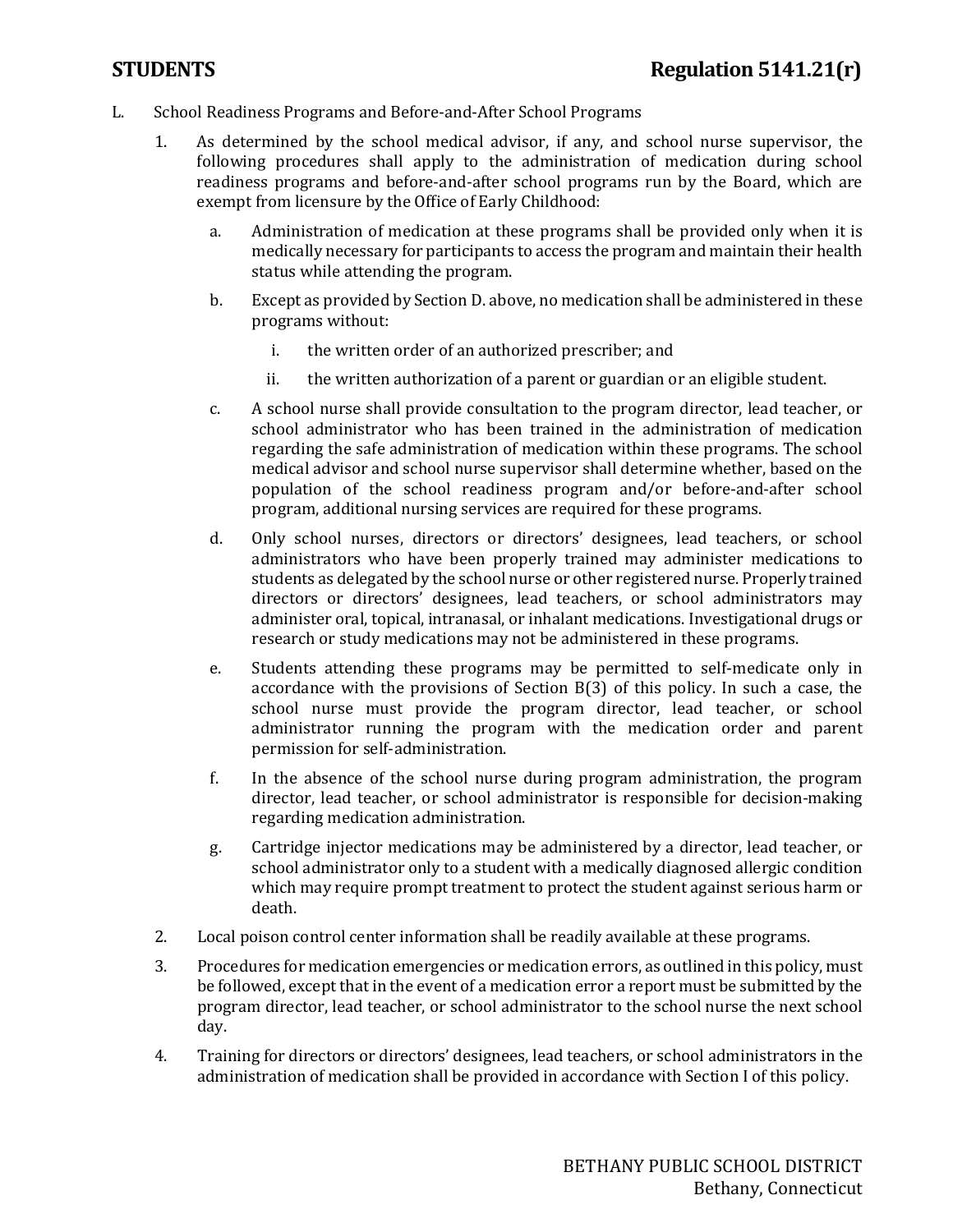L. School Readiness Programs and Before-and-After School Programs

1. As determined by the school medical advisor, if any, and school nurse supervisor, the following procedures shall apply to the administration of medication during school readiness programs and before-and-after school programs run by the Board, which are exempt from licensure by the Office of Early Childhood:

   a. Administration of medication at these programs shall be provided only when it is medically necessary for participants to access the program and maintain their health status while attending the program.

   b. Except as provided by Section D. above, no medication shall be administered in these programs without:

      i. the written order of an authorized prescriber; and

      ii. the written authorization of a parent or guardian or an eligible student.

   c. A school nurse shall provide consultation to the program director, lead teacher, or school administrator who has been trained in the administration of medication regarding the safe administration of medication within these programs. The school medical advisor and school nurse supervisor shall determine whether, based on the population of the school readiness program and/or before-and-after school program, additional nursing services are required for these programs.

   d. Only school nurses, directors or directors' designees, lead teachers, or school administrators who have been properly trained may administer medications to students as delegated by the school nurse or other registered nurse. Properly trained directors or directors' designees, lead teachers, or school administrators may administer oral, topical, intranasal, or inhalant medications. Investigational drugs or research or study medications may not be administered in these programs.

   e. Students attending these programs may be permitted to self-medicate only in accordance with the provisions of Section B(3) of this policy. In such a case, the school nurse must provide the program director, lead teacher, or school administrator running the program with the medication order and parent permission for self-administration.

   f. In the absence of the school nurse during program administration, the program director, lead teacher, or school administrator is responsible for decision-making regarding medication administration.

   g. Cartridge injector medications may be administered by a director, lead teacher, or school administrator only to a student with a medically diagnosed allergic condition which may require prompt treatment to protect the student against serious harm or death.

2. Local poison control center information shall be readily available at these programs.

3. Procedures for medication emergencies or medication errors, as outlined in this policy, must be followed, except that in the event of a medication error a report must be submitted by the program director, lead teacher, or school administrator to the school nurse the next school day.

4. Training for directors or directors' designees, lead teachers, or school administrators in the administration of medication shall be provided in accordance with Section I of this policy.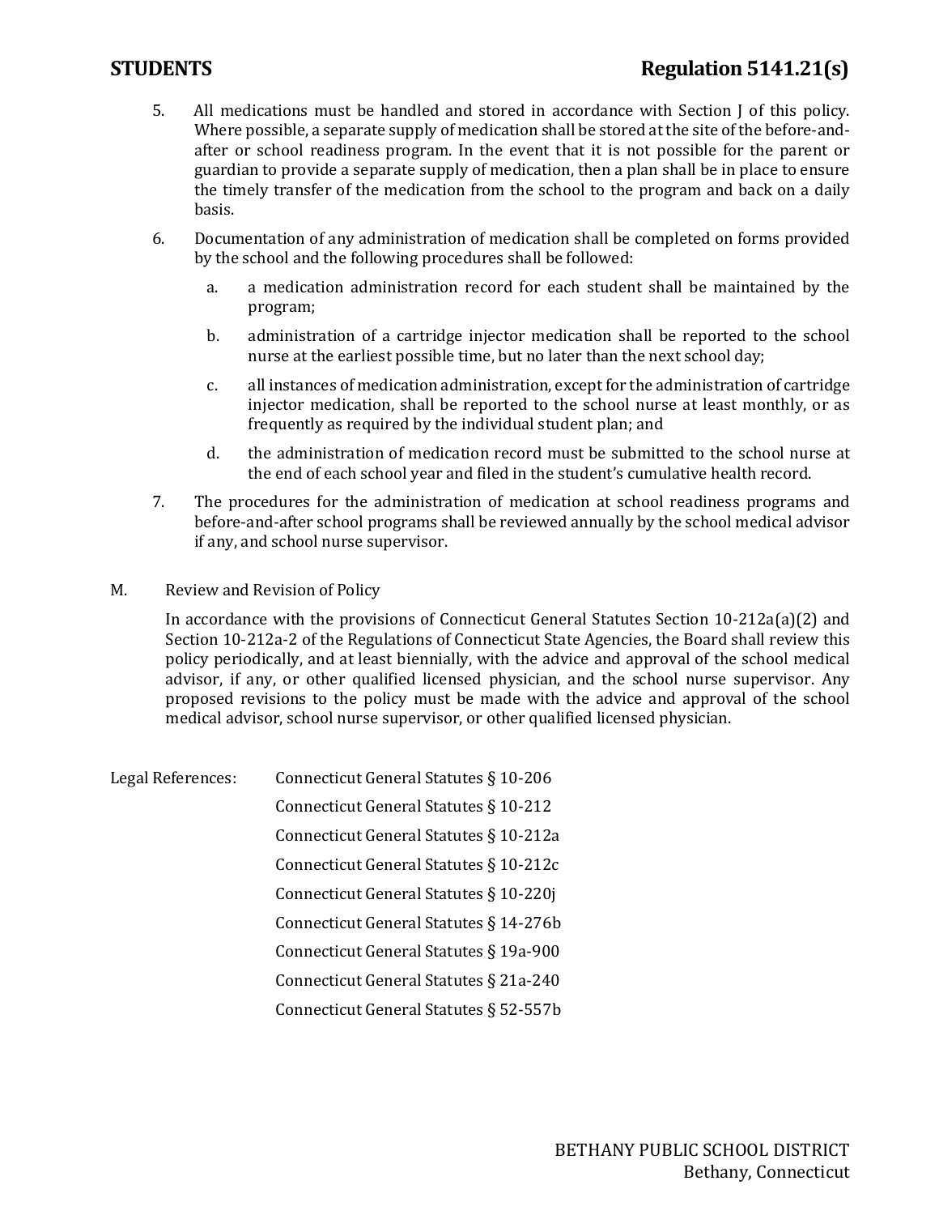5. All medications must be handled and stored in accordance with Section J of this policy. Where possible, a separate supply of medication shall be stored at the site of the before-and-after or school readiness program. In the event that it is not possible for the parent or guardian to provide a separate supply of medication, then a plan shall be in place to ensure the timely transfer of the medication from the school to the program and back on a daily basis.

6. Documentation of any administration of medication shall be completed on forms provided by the school and the following procedures shall be followed:

   a. a medication administration record for each student shall be maintained by the program;

   b. administration of a cartridge injector medication shall be reported to the school nurse at the earliest possible time, but no later than the next school day;

   c. all instances of medication administration, except for the administration of cartridge injector medication, shall be reported to the school nurse at least monthly, or as frequently as required by the individual student plan; and

   d. the administration of medication record must be submitted to the school nurse at the end of each school year and filed in the student's cumulative health record.

7. The procedures for the administration of medication at school readiness programs and before-and-after school programs shall be reviewed annually by the school medical advisor if any, and school nurse supervisor.

M. Review and Revision of Policy

In accordance with the provisions of Connecticut General Statutes Section 10-212a(a)(2) and Section 10-212a-2 of the Regulations of Connecticut State Agencies, the Board shall review this policy periodically, and at least biennially, with the advice and approval of the school medical advisor, if any, or other qualified licensed physician, and the school nurse supervisor. Any proposed revisions to the policy must be made with the advice and approval of the school medical advisor, school nurse supervisor, or other qualified licensed physician.

Legal References:

- Connecticut General Statutes § 10-206
- Connecticut General Statutes § 10-212
- Connecticut General Statutes § 10-212a
- Connecticut General Statutes § 10-212c
- Connecticut General Statutes § 10-220j
- Connecticut General Statutes § 14-276b
- Connecticut General Statutes § 19a-900
- Connecticut General Statutes § 21a-240
- Connecticut General Statutes § 52-557b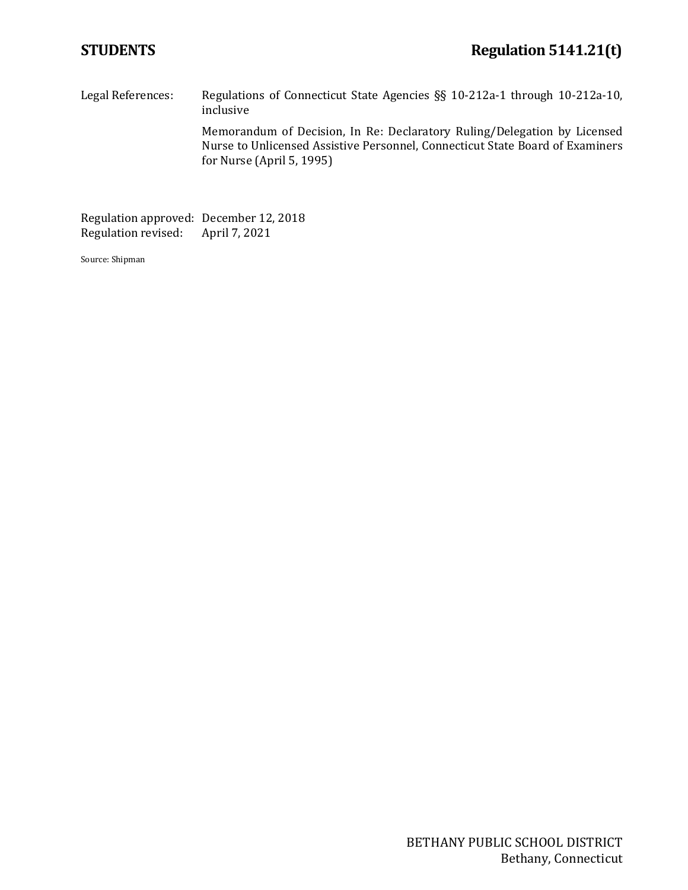Legal References: Regulations of Connecticut State Agencies §§ 10-212a-1 through 10-212a-10, inclusive

Memorandum of Decision, In Re: Declaratory Ruling/Delegation by Licensed Nurse to Unlicensed Assistive Personnel, Connecticut State Board of Examiners for Nurse (April 5, 1995)

Regulation approved: December 12, 2018
Regulation revised: April 7, 2021

Source: Shipman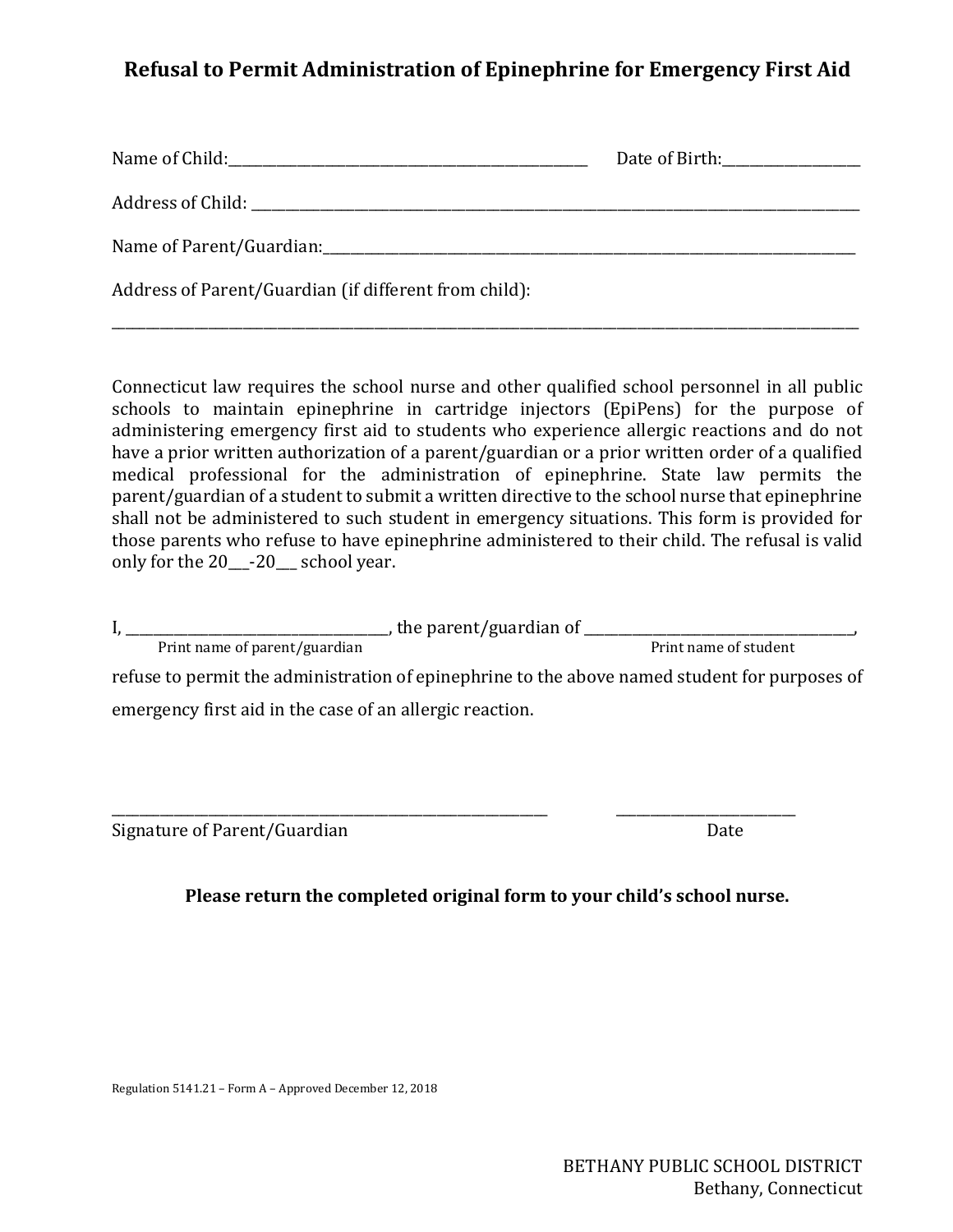# Refusal to Permit Administration of Epinephrine for Emergency First Aid

Name of Child:_____________________________________________ Date of Birth:_______________

Address of Child: ______________________________________________________________________

Name of Parent/Guardian:_________________________________________________________________

Address of Parent/Guardian (if different from child):

________________________________________________________________________________________

Connecticut law requires the school nurse and other qualified school personnel in all public schools to maintain epinephrine in cartridge injectors (EpiPens) for the purpose of administering emergency first aid to students who experience allergic reactions and do not have a prior written authorization of a parent/guardian or a prior written order of a qualified medical professional for the administration of epinephrine. State law permits the parent/guardian of a student to submit a written directive to the school nurse that epinephrine shall not be administered to such student in emergency situations. This form is provided for those parents who refuse to have epinephrine administered to their child. The refusal is valid only for the 20___-20___ school year.

I, ______________________________, the parent/guardian of ________________________________,
Print name of parent/guardian Print name of student

refuse to permit the administration of epinephrine to the above named student for purposes of emergency first aid in the case of an allergic reaction.

_______________________________________________ ____________________
Signature of Parent/Guardian Date

**Please return the completed original form to your child's school nurse.**

Regulation 5141.21 – Form A – Approved December 12, 2018

BETHANY PUBLIC SCHOOL DISTRICT
Bethany, Connecticut